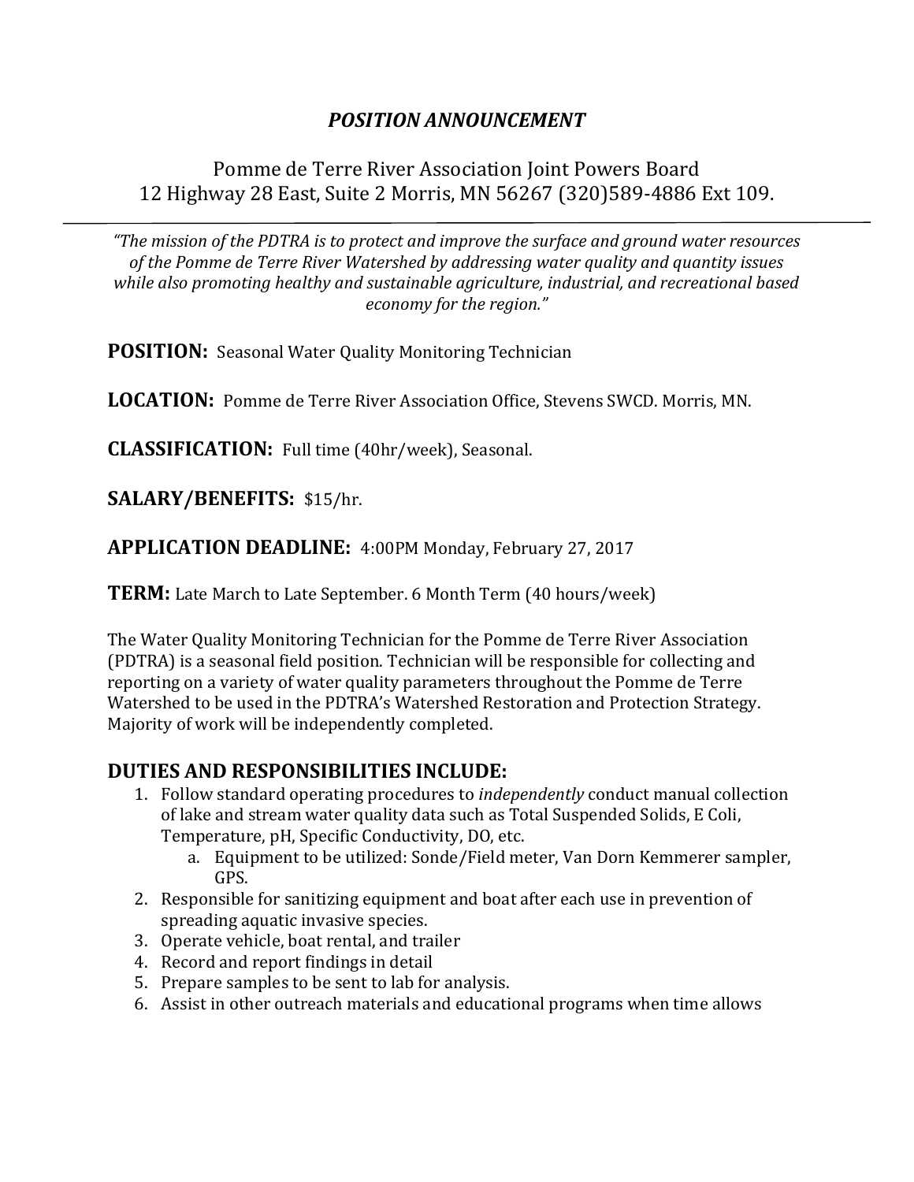# *POSITION ANNOUNCEMENT*

Pomme de Terre River Association Joint Powers Board
12 Highway 28 East, Suite 2 Morris, MN 56267 (320)589-4886 Ext 109.

---

*"The mission of the PDTRA is to protect and improve the surface and ground water resources of the Pomme de Terre River Watershed by addressing water quality and quantity issues while also promoting healthy and sustainable agriculture, industrial, and recreational based economy for the region."*

**POSITION:** Seasonal Water Quality Monitoring Technician

**LOCATION:** Pomme de Terre River Association Office, Stevens SWCD. Morris, MN.

**CLASSIFICATION:** Full time (40hr/week), Seasonal.

**SALARY/BENEFITS:** $15/hr.

**APPLICATION DEADLINE:** 4:00PM Monday, February 27, 2017

**TERM:** Late March to Late September. 6 Month Term (40 hours/week)

The Water Quality Monitoring Technician for the Pomme de Terre River Association (PDTRA) is a seasonal field position. Technician will be responsible for collecting and reporting on a variety of water quality parameters throughout the Pomme de Terre Watershed to be used in the PDTRA's Watershed Restoration and Protection Strategy. Majority of work will be independently completed.

## DUTIES AND RESPONSIBILITIES INCLUDE:

1. Follow standard operating procedures to *independently* conduct manual collection of lake and stream water quality data such as Total Suspended Solids, E Coli, Temperature, pH, Specific Conductivity, DO, etc.
    a. Equipment to be utilized: Sonde/Field meter, Van Dorn Kemmerer sampler, GPS.
2. Responsible for sanitizing equipment and boat after each use in prevention of spreading aquatic invasive species.
3. Operate vehicle, boat rental, and trailer
4. Record and report findings in detail
5. Prepare samples to be sent to lab for analysis.
6. Assist in other outreach materials and educational programs when time allows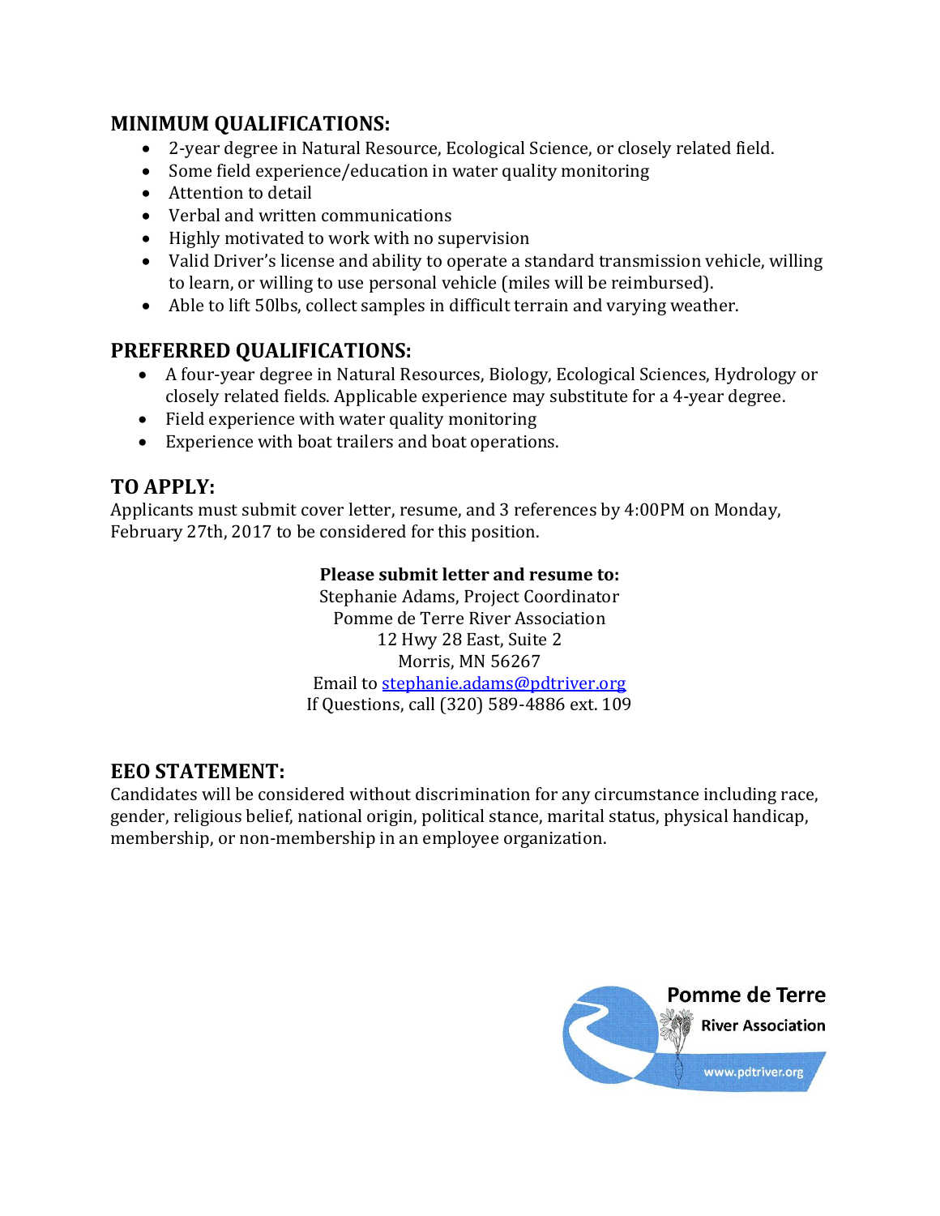## MINIMUM QUALIFICATIONS:

- 2-year degree in Natural Resource, Ecological Science, or closely related field.
- Some field experience/education in water quality monitoring
- Attention to detail
- Verbal and written communications
- Highly motivated to work with no supervision
- Valid Driver's license and ability to operate a standard transmission vehicle, willing to learn, or willing to use personal vehicle (miles will be reimbursed).
- Able to lift 50lbs, collect samples in difficult terrain and varying weather.

## PREFERRED QUALIFICATIONS:

- A four-year degree in Natural Resources, Biology, Ecological Sciences, Hydrology or closely related fields. Applicable experience may substitute for a 4-year degree.
- Field experience with water quality monitoring
- Experience with boat trailers and boat operations.

## TO APPLY:

Applicants must submit cover letter, resume, and 3 references by 4:00PM on Monday, February 27th, 2017 to be considered for this position.

**Please submit letter and resume to:**
Stephanie Adams, Project Coordinator
Pomme de Terre River Association
12 Hwy 28 East, Suite 2
Morris, MN 56267
Email to stephanie.adams@pdtriver.org
If Questions, call (320) 589-4886 ext. 109

## EEO STATEMENT:

Candidates will be considered without discrimination for any circumstance including race, gender, religious belief, national origin, political stance, marital status, physical handicap, membership, or non-membership in an employee organization.

Pomme de Terre River Association
www.pdtriver.org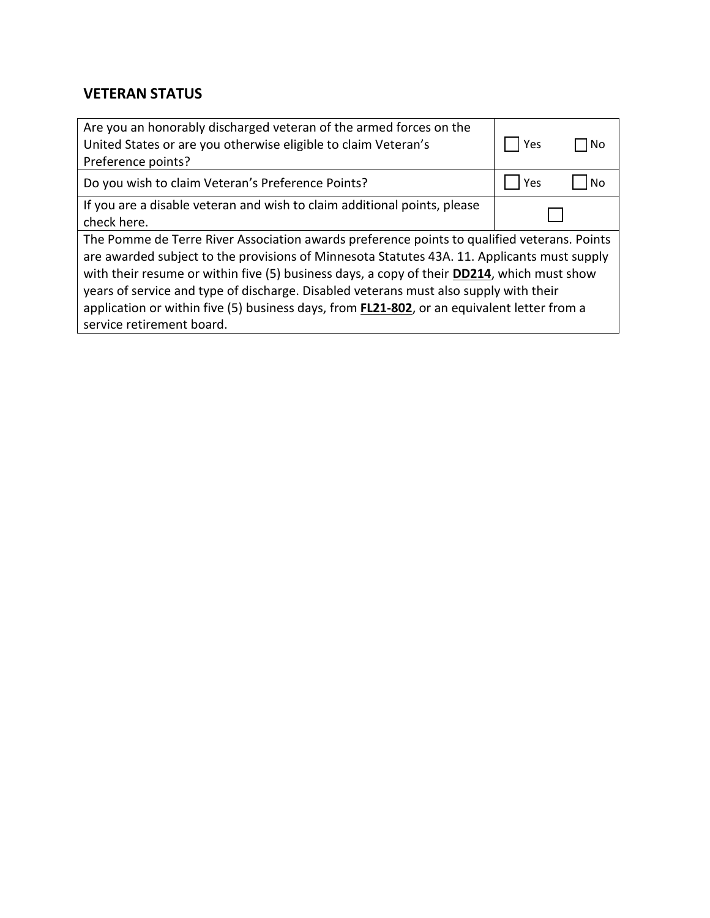## VETERAN STATUS

| | |
|---|---|
| Are you an honorably discharged veteran of the armed forces on the United States or are you otherwise eligible to claim Veteran's Preference points? | ☐ Yes ☐ No |
| Do you wish to claim Veteran's Preference Points? | ☐ Yes ☐ No |
| If you are a disable veteran and wish to claim additional points, please check here. | ☐ |

The Pomme de Terre River Association awards preference points to qualified veterans. Points are awarded subject to the provisions of Minnesota Statutes 43A. 11. Applicants must supply with their resume or within five (5) business days, a copy of their **DD214**, which must show years of service and type of discharge. Disabled veterans must also supply with their application or within five (5) business days, from **FL21-802**, or an equivalent letter from a service retirement board.